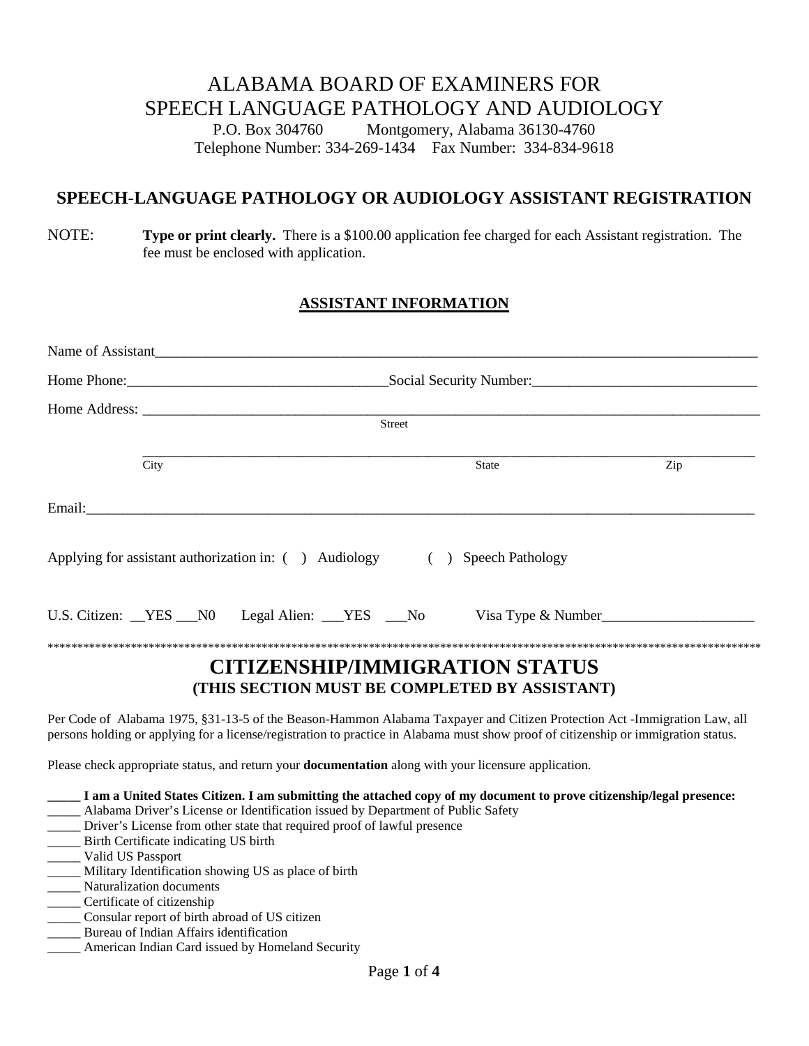# ALABAMA BOARD OF EXAMINERS FOR SPEECH LANGUAGE PATHOLOGY AND AUDIOLOGY

P.O. Box 304760 Montgomery, Alabama 36130-4760
Telephone Number: 334-269-1434 Fax Number: 334-834-9618

## SPEECH-LANGUAGE PATHOLOGY OR AUDIOLOGY ASSISTANT REGISTRATION

NOTE: **Type or print clearly.** There is a $100.00 application fee charged for each Assistant registration. The fee must be enclosed with application.

### ASSISTANT INFORMATION

Name of Assistant_______________________________________________

Home Phone:____________________ Social Security Number:____________________

Home Address: _______________________________________________
Street

_______________________________________________
City State Zip

Email:_______________________________________________

Applying for assistant authorization in: ( ) Audiology ( ) Speech Pathology

U.S. Citizen: __YES ___N0 Legal Alien: ___YES ___No Visa Type & Number____________________

*****************************************************************************************************************

## CITIZENSHIP/IMMIGRATION STATUS

**(THIS SECTION MUST BE COMPLETED BY ASSISTANT)**

Per Code of Alabama 1975, §31-13-5 of the Beason-Hammon Alabama Taxpayer and Citizen Protection Act -Immigration Law, all persons holding or applying for a license/registration to practice in Alabama must show proof of citizenship or immigration status.

Please check appropriate status, and return your **documentation** along with your licensure application.

**_____ I am a United States Citizen. I am submitting the attached copy of my document to prove citizenship/legal presence:**

_____ Alabama Driver's License or Identification issued by Department of Public Safety
_____ Driver's License from other state that required proof of lawful presence
_____ Birth Certificate indicating US birth
_____ Valid US Passport
_____ Military Identification showing US as place of birth
_____ Naturalization documents
_____ Certificate of citizenship
_____ Consular report of birth abroad of US citizen
_____ Bureau of Indian Affairs identification
_____ American Indian Card issued by Homeland Security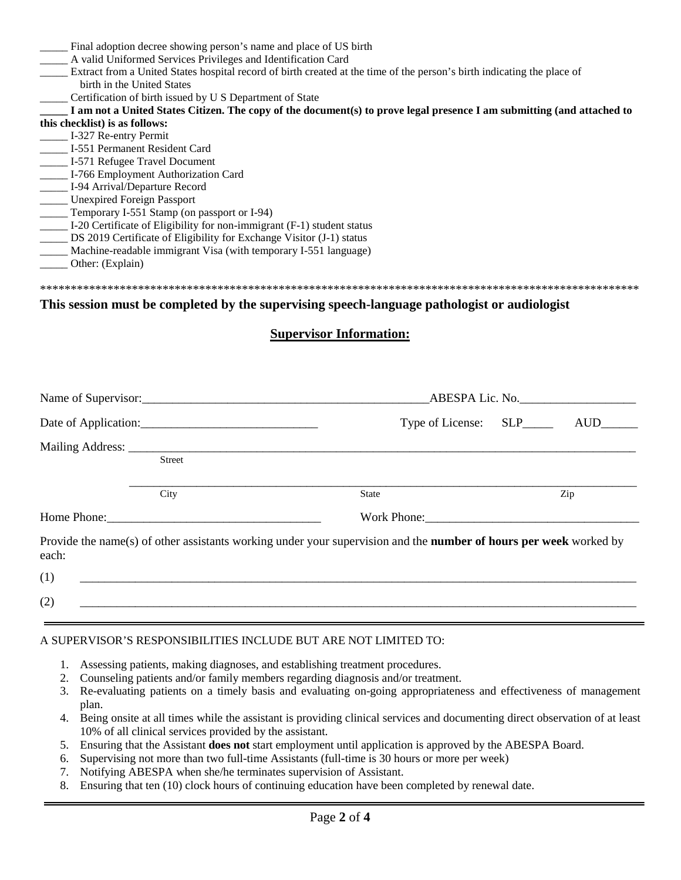_____ Final adoption decree showing person's name and place of US birth
_____ A valid Uniformed Services Privileges and Identification Card
_____ Extract from a United States hospital record of birth created at the time of the person's birth indicating the place of birth in the United States
_____ Certification of birth issued by U S Department of State
**_____ I am not a United States Citizen. The copy of the document(s) to prove legal presence I am submitting (and attached to this checklist) is as follows:**
_____ I-327 Re-entry Permit
_____ I-551 Permanent Resident Card
_____ I-571 Refugee Travel Document
_____ I-766 Employment Authorization Card
_____ I-94 Arrival/Departure Record
_____ Unexpired Foreign Passport
_____ Temporary I-551 Stamp (on passport or I-94)
_____ I-20 Certificate of Eligibility for non-immigrant (F-1) student status
_____ DS 2019 Certificate of Eligibility for Exchange Visitor (J-1) status
_____ Machine-readable immigrant Visa (with temporary I-551 language)
_____ Other: (Explain)

****************************************************************************************************

**This session must be completed by the supervising speech-language pathologist or audiologist**

## Supervisor Information:

Name of Supervisor:_______________________________________________ABESPA Lic. No.__________________

Date of Application:_____________________________ Type of License: SLP_____ AUD______

Mailing Address: ______________________________________________________________________________
Street

______________________________________________________________________________
City State Zip

Home Phone:___________________________________ Work Phone:___________________________________

Provide the name(s) of other assistants working under your supervision and the **number of hours per week** worked by each:

(1) ______________________________________________________________________________

(2) ______________________________________________________________________________

A SUPERVISOR'S RESPONSIBILITIES INCLUDE BUT ARE NOT LIMITED TO:

1. Assessing patients, making diagnoses, and establishing treatment procedures.
2. Counseling patients and/or family members regarding diagnosis and/or treatment.
3. Re-evaluating patients on a timely basis and evaluating on-going appropriateness and effectiveness of management plan.
4. Being onsite at all times while the assistant is providing clinical services and documenting direct observation of at least 10% of all clinical services provided by the assistant.
5. Ensuring that the Assistant **does not** start employment until application is approved by the ABESPA Board.
6. Supervising not more than two full-time Assistants (full-time is 30 hours or more per week)
7. Notifying ABESPA when she/he terminates supervision of Assistant.
8. Ensuring that ten (10) clock hours of continuing education have been completed by renewal date.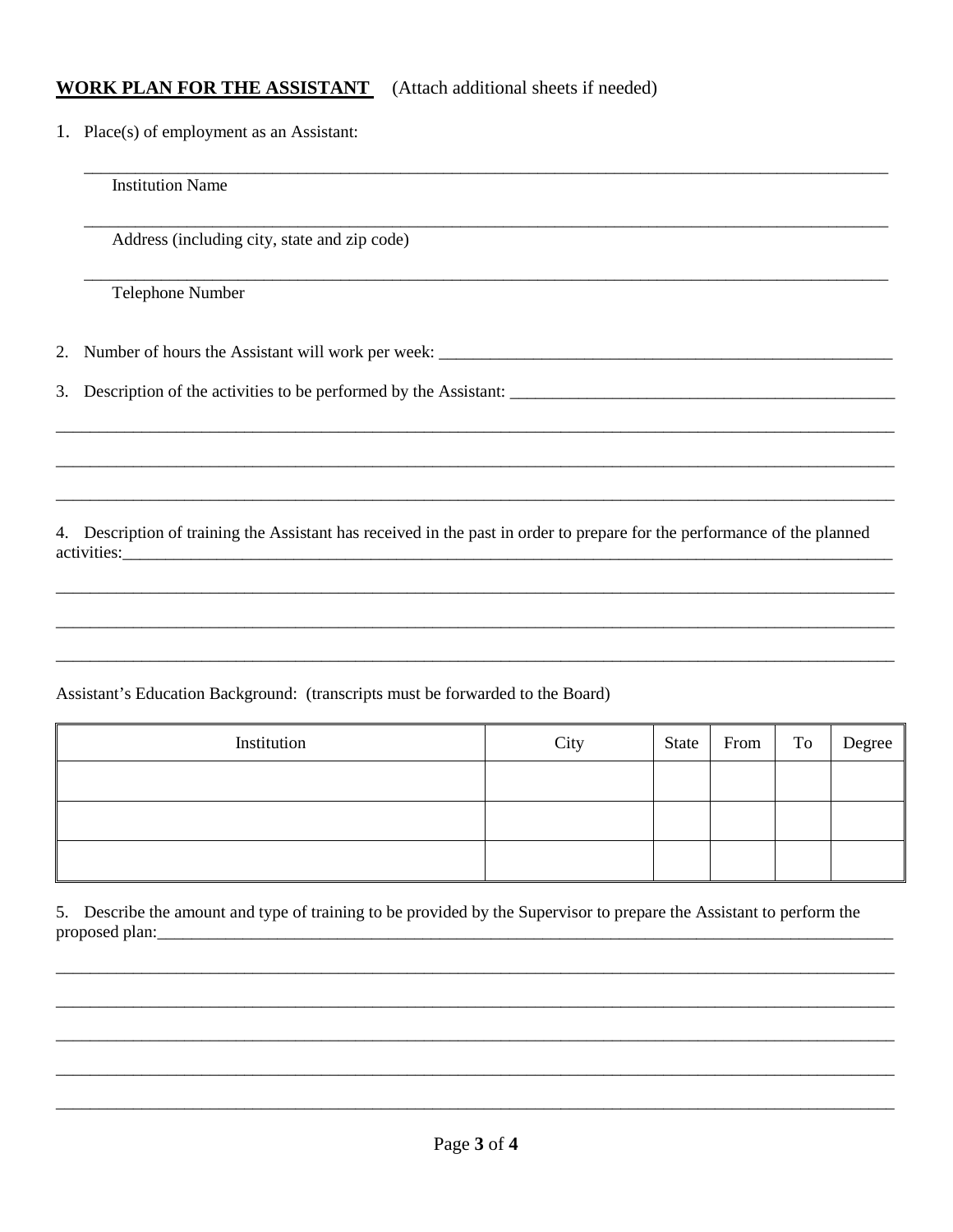**WORK PLAN FOR THE ASSISTANT** (Attach additional sheets if needed)

1. Place(s) of employment as an Assistant:

_______________________________________________________________________________________

Institution Name

_______________________________________________________________________________________

Address (including city, state and zip code)

_______________________________________________________________________________________

Telephone Number

2. Number of hours the Assistant will work per week: _______________________________________________

3. Description of the activities to be performed by the Assistant: _______________________________________

_______________________________________________________________________________________

_______________________________________________________________________________________

_______________________________________________________________________________________

4. Description of training the Assistant has received in the past in order to prepare for the performance of the planned activities:_________________________________________________________________________________

_______________________________________________________________________________________

_______________________________________________________________________________________

_______________________________________________________________________________________

Assistant's Education Background: (transcripts must be forwarded to the Board)

| Institution | City | State | From | To | Degree |
|---|---|---|---|---|---|
| | | | | | |
| | | | | | |
| | | | | | |

5. Describe the amount and type of training to be provided by the Supervisor to prepare the Assistant to perform the proposed plan:_____________________________________________________________________________

_______________________________________________________________________________________

_______________________________________________________________________________________

_______________________________________________________________________________________

_______________________________________________________________________________________

_______________________________________________________________________________________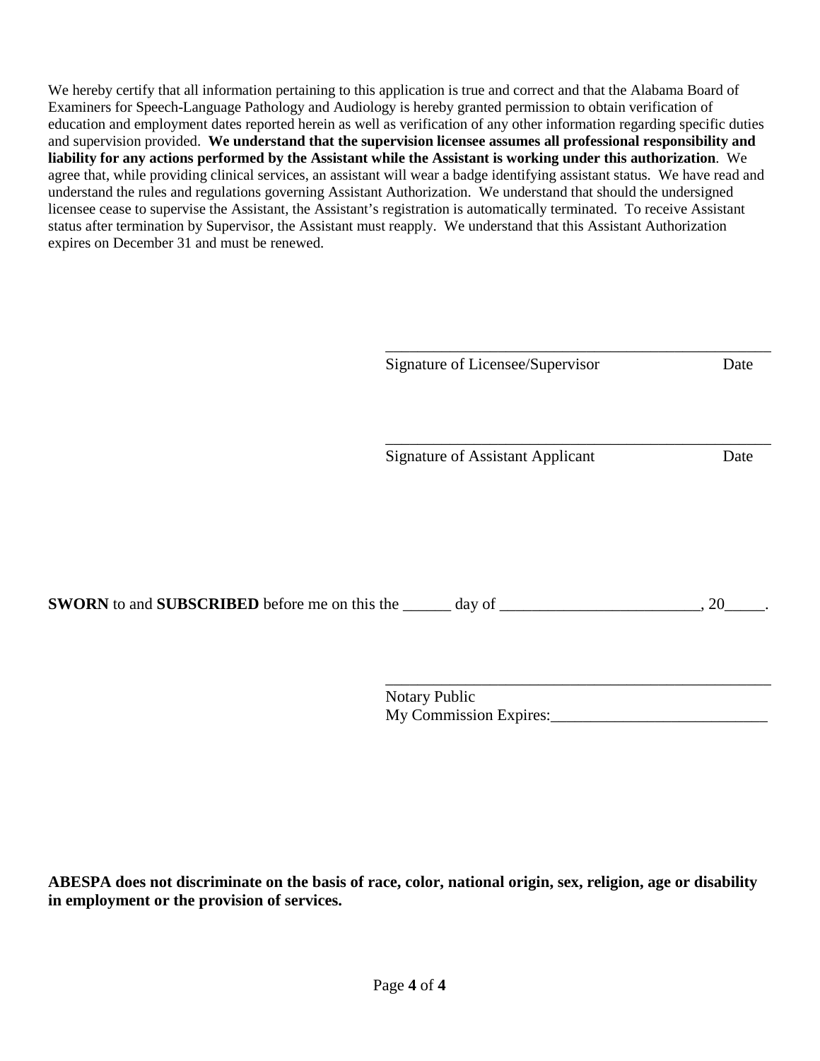We hereby certify that all information pertaining to this application is true and correct and that the Alabama Board of Examiners for Speech-Language Pathology and Audiology is hereby granted permission to obtain verification of education and employment dates reported herein as well as verification of any other information regarding specific duties and supervision provided. **We understand that the supervision licensee assumes all professional responsibility and liability for any actions performed by the Assistant while the Assistant is working under this authorization**. We agree that, while providing clinical services, an assistant will wear a badge identifying assistant status. We have read and understand the rules and regulations governing Assistant Authorization. We understand that should the undersigned licensee cease to supervise the Assistant, the Assistant's registration is automatically terminated. To receive Assistant status after termination by Supervisor, the Assistant must reapply. We understand that this Assistant Authorization expires on December 31 and must be renewed.

\_\_\_\_\_\_\_\_\_\_\_\_\_\_\_\_\_\_\_\_\_\_\_\_\_\_\_\_\_\_\_\_\_\_\_\_\_\_\_\_\_\_\_\_\_\_\_\_\_\_
Signature of Licensee/Supervisor Date

\_\_\_\_\_\_\_\_\_\_\_\_\_\_\_\_\_\_\_\_\_\_\_\_\_\_\_\_\_\_\_\_\_\_\_\_\_\_\_\_\_\_\_\_\_\_\_\_\_\_
Signature of Assistant Applicant Date

**SWORN** to and **SUBSCRIBED** before me on this the ______ day of _________________________, 20_____.

\_\_\_\_\_\_\_\_\_\_\_\_\_\_\_\_\_\_\_\_\_\_\_\_\_\_\_\_\_\_\_\_\_\_\_\_\_\_\_\_\_\_\_\_\_\_\_\_\_\_
Notary Public
My Commission Expires:___________________________

**ABESPA does not discriminate on the basis of race, color, national origin, sex, religion, age or disability in employment or the provision of services.**